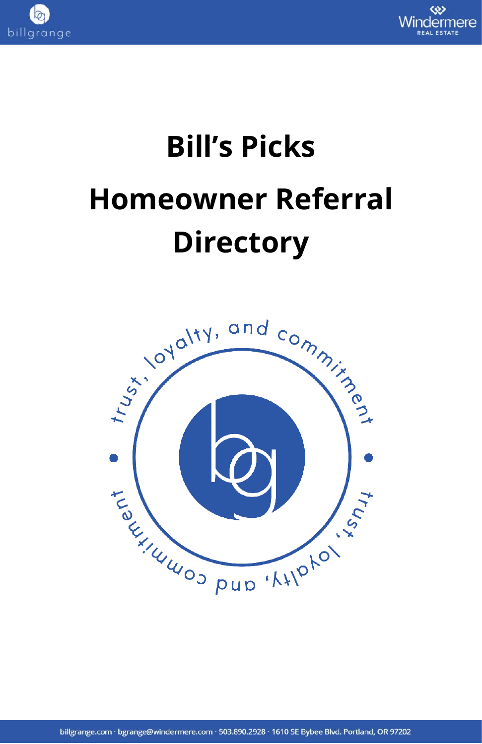# Bill's Picks

# Homeowner Referral Directory

trust, loyalty, and commitment • trust, loyalty, and commitment •

billgrange.com · bgrange@windermere.com · 503.890.2928 · 1610 SE Bybee Blvd. Portland, OR 97202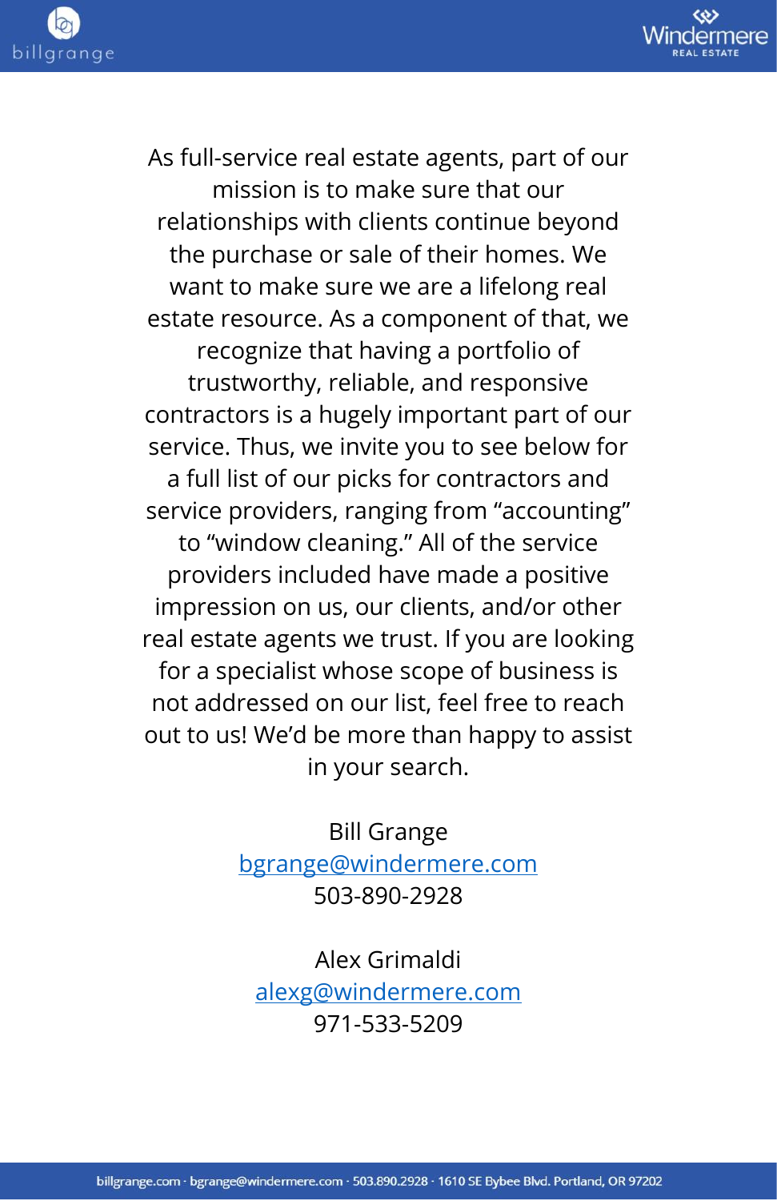As full-service real estate agents, part of our mission is to make sure that our relationships with clients continue beyond the purchase or sale of their homes. We want to make sure we are a lifelong real estate resource. As a component of that, we recognize that having a portfolio of trustworthy, reliable, and responsive contractors is a hugely important part of our service. Thus, we invite you to see below for a full list of our picks for contractors and service providers, ranging from "accounting" to "window cleaning." All of the service providers included have made a positive impression on us, our clients, and/or other real estate agents we trust. If you are looking for a specialist whose scope of business is not addressed on our list, feel free to reach out to us! We'd be more than happy to assist in your search.

Bill Grange
bgrange@windermere.com
503-890-2928

Alex Grimaldi
alexg@windermere.com
971-533-5209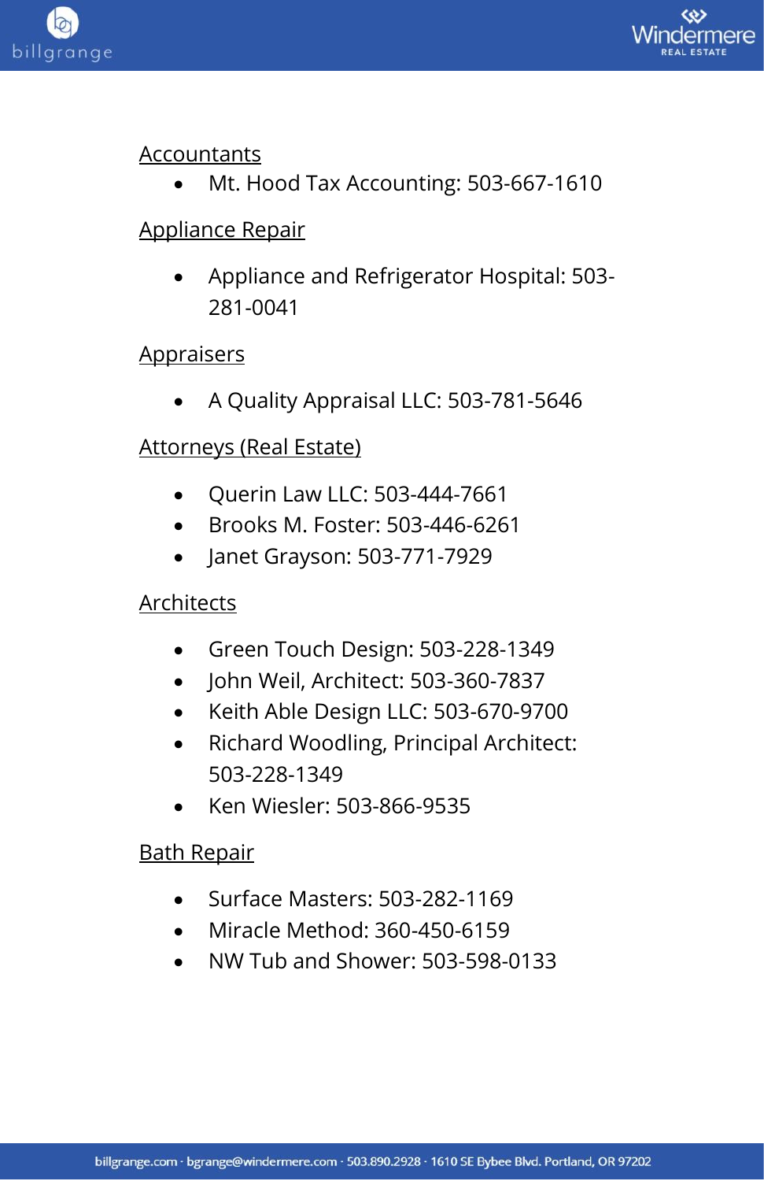## Accountants

- Mt. Hood Tax Accounting: 503-667-1610

## Appliance Repair

- Appliance and Refrigerator Hospital: 503-281-0041

## Appraisers

- A Quality Appraisal LLC: 503-781-5646

## Attorneys (Real Estate)

- Querin Law LLC: 503-444-7661
- Brooks M. Foster: 503-446-6261
- Janet Grayson: 503-771-7929

## Architects

- Green Touch Design: 503-228-1349
- John Weil, Architect: 503-360-7837
- Keith Able Design LLC: 503-670-9700
- Richard Woodling, Principal Architect: 503-228-1349
- Ken Wiesler: 503-866-9535

## Bath Repair

- Surface Masters: 503-282-1169
- Miracle Method: 360-450-6159
- NW Tub and Shower: 503-598-0133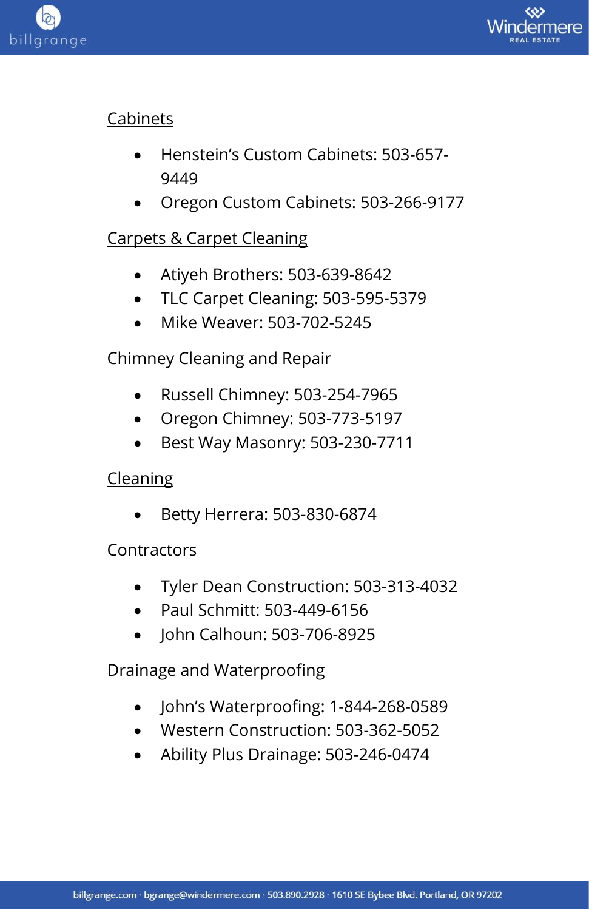## Cabinets

- Henstein's Custom Cabinets: 503-657-9449
- Oregon Custom Cabinets: 503-266-9177

## Carpets & Carpet Cleaning

- Atiyeh Brothers: 503-639-8642
- TLC Carpet Cleaning: 503-595-5379
- Mike Weaver: 503-702-5245

## Chimney Cleaning and Repair

- Russell Chimney: 503-254-7965
- Oregon Chimney: 503-773-5197
- Best Way Masonry: 503-230-7711

## Cleaning

- Betty Herrera: 503-830-6874

## Contractors

- Tyler Dean Construction: 503-313-4032
- Paul Schmitt: 503-449-6156
- John Calhoun: 503-706-8925

## Drainage and Waterproofing

- John's Waterproofing: 1-844-268-0589
- Western Construction: 503-362-5052
- Ability Plus Drainage: 503-246-0474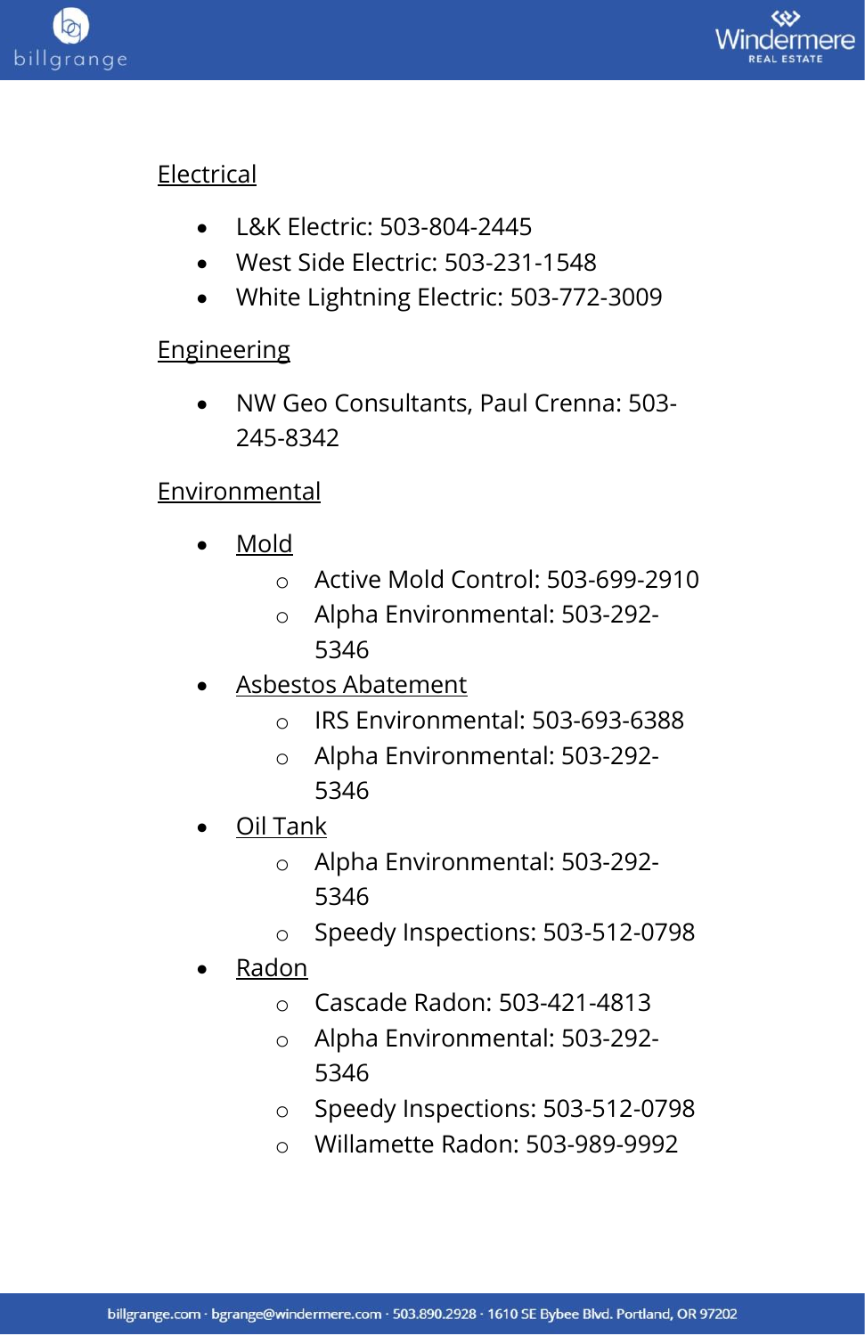## Electrical

- L&K Electric: 503-804-2445
- West Side Electric: 503-231-1548
- White Lightning Electric: 503-772-3009

## Engineering

- NW Geo Consultants, Paul Crenna: 503-245-8342

## Environmental

- Mold
  - Active Mold Control: 503-699-2910
  - Alpha Environmental: 503-292-5346
- Asbestos Abatement
  - IRS Environmental: 503-693-6388
  - Alpha Environmental: 503-292-5346
- Oil Tank
  - Alpha Environmental: 503-292-5346
  - Speedy Inspections: 503-512-0798
- Radon
  - Cascade Radon: 503-421-4813
  - Alpha Environmental: 503-292-5346
  - Speedy Inspections: 503-512-0798
  - Willamette Radon: 503-989-9992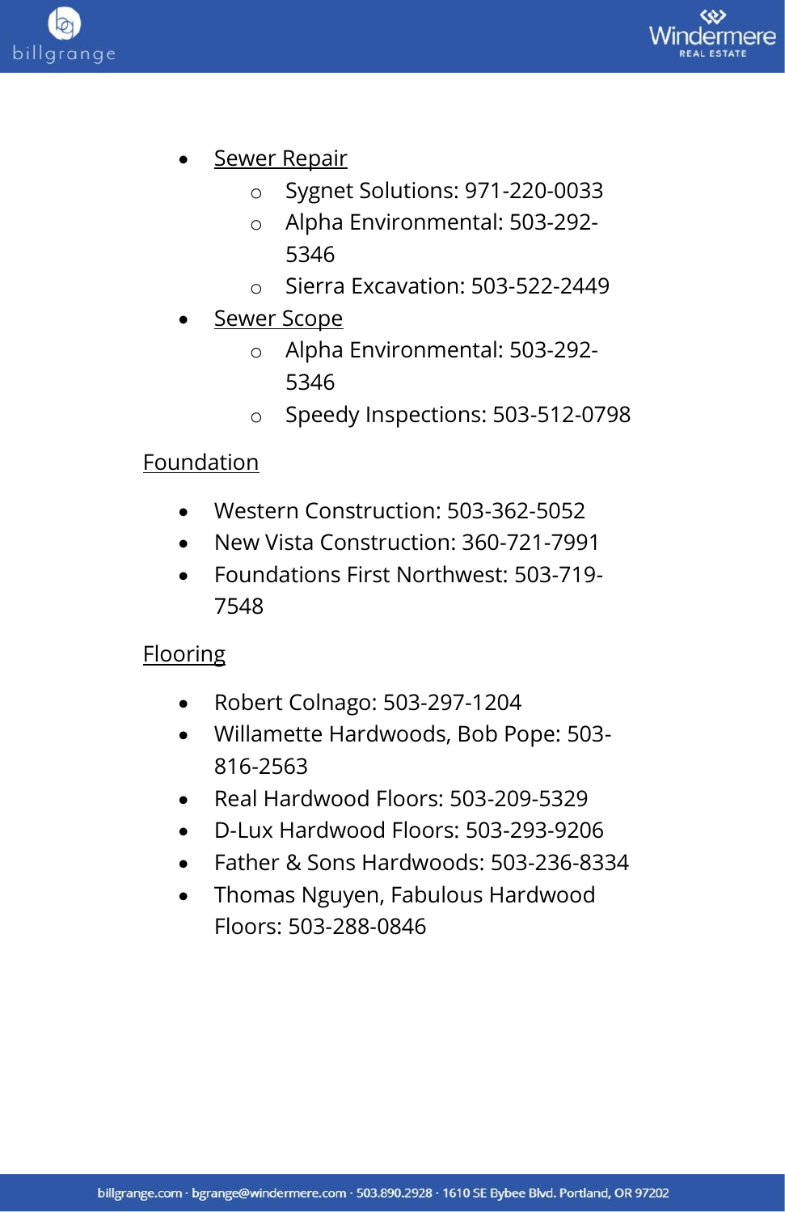- <u>Sewer Repair</u>
  - Sygnet Solutions: 971-220-0033
  - Alpha Environmental: 503-292-5346
  - Sierra Excavation: 503-522-2449
- <u>Sewer Scope</u>
  - Alpha Environmental: 503-292-5346
  - Speedy Inspections: 503-512-0798

## Foundation

- Western Construction: 503-362-5052
- New Vista Construction: 360-721-7991
- Foundations First Northwest: 503-719-7548

## Flooring

- Robert Colnago: 503-297-1204
- Willamette Hardwoods, Bob Pope: 503-816-2563
- Real Hardwood Floors: 503-209-5329
- D-Lux Hardwood Floors: 503-293-9206
- Father & Sons Hardwoods: 503-236-8334
- Thomas Nguyen, Fabulous Hardwood Floors: 503-288-0846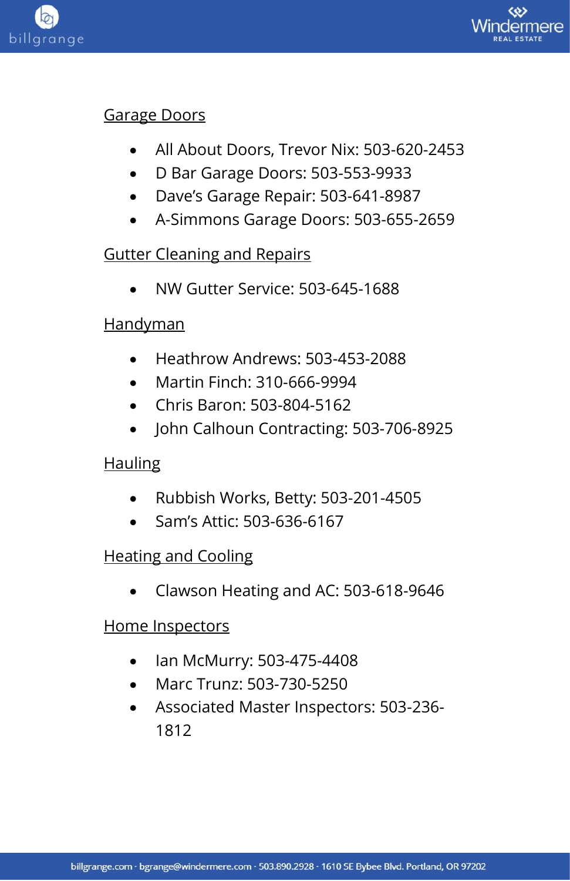<u>Garage Doors</u>

- All About Doors, Trevor Nix: 503-620-2453
- D Bar Garage Doors: 503-553-9933
- Dave's Garage Repair: 503-641-8987
- A-Simmons Garage Doors: 503-655-2659

<u>Gutter Cleaning and Repairs</u>

- NW Gutter Service: 503-645-1688

<u>Handyman</u>

- Heathrow Andrews: 503-453-2088
- Martin Finch: 310-666-9994
- Chris Baron: 503-804-5162
- John Calhoun Contracting: 503-706-8925

<u>Hauling</u>

- Rubbish Works, Betty: 503-201-4505
- Sam's Attic: 503-636-6167

<u>Heating and Cooling</u>

- Clawson Heating and AC: 503-618-9646

<u>Home Inspectors</u>

- Ian McMurry: 503-475-4408
- Marc Trunz: 503-730-5250
- Associated Master Inspectors: 503-236-1812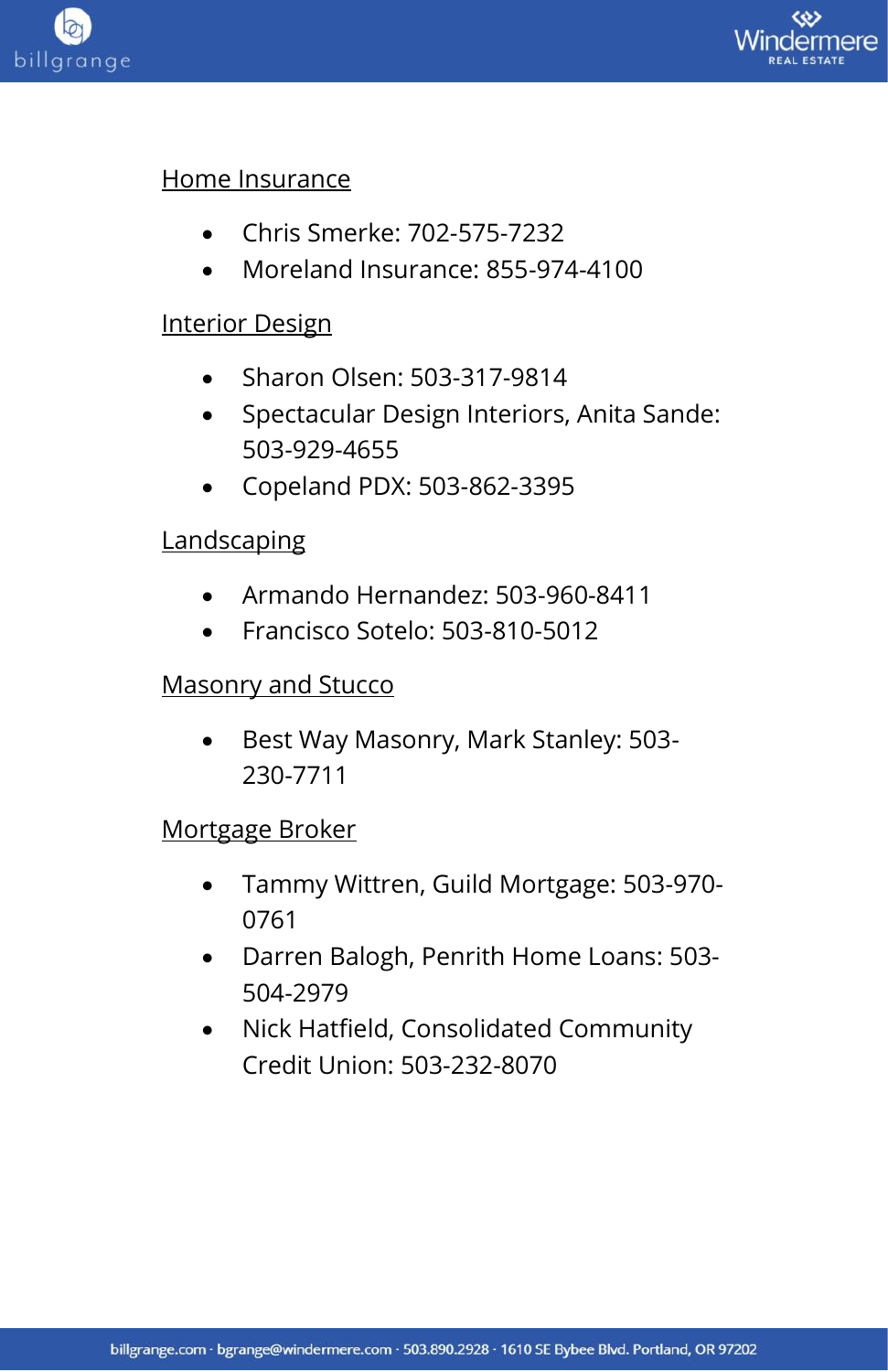Home Insurance

- Chris Smerke: 702-575-7232
- Moreland Insurance: 855-974-4100

Interior Design

- Sharon Olsen: 503-317-9814
- Spectacular Design Interiors, Anita Sande: 503-929-4655
- Copeland PDX: 503-862-3395

Landscaping

- Armando Hernandez: 503-960-8411
- Francisco Sotelo: 503-810-5012

Masonry and Stucco

- Best Way Masonry, Mark Stanley: 503-230-7711

Mortgage Broker

- Tammy Wittren, Guild Mortgage: 503-970-0761
- Darren Balogh, Penrith Home Loans: 503-504-2979
- Nick Hatfield, Consolidated Community Credit Union: 503-232-8070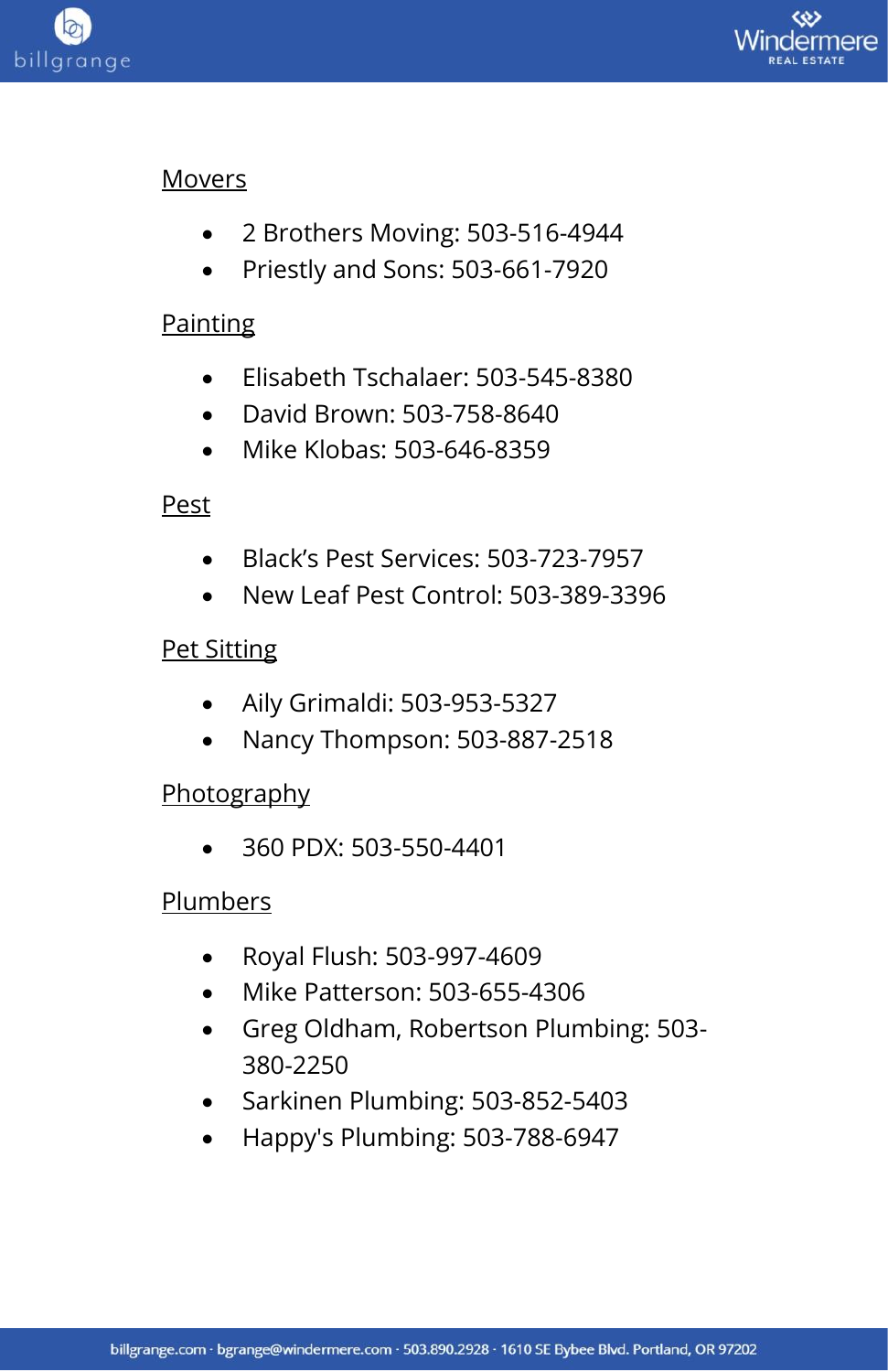Movers

- 2 Brothers Moving: 503-516-4944
- Priestly and Sons: 503-661-7920

Painting

- Elisabeth Tschalaer: 503-545-8380
- David Brown: 503-758-8640
- Mike Klobas: 503-646-8359

Pest

- Black's Pest Services: 503-723-7957
- New Leaf Pest Control: 503-389-3396

Pet Sitting

- Aily Grimaldi: 503-953-5327
- Nancy Thompson: 503-887-2518

Photography

- 360 PDX: 503-550-4401

Plumbers

- Royal Flush: 503-997-4609
- Mike Patterson: 503-655-4306
- Greg Oldham, Robertson Plumbing: 503-380-2250
- Sarkinen Plumbing: 503-852-5403
- Happy's Plumbing: 503-788-6947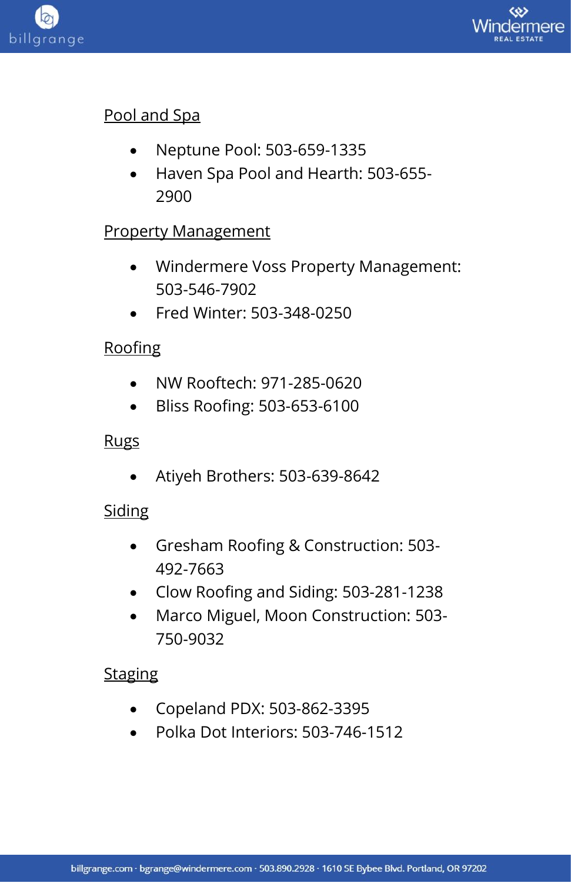Pool and Spa

- Neptune Pool: 503-659-1335
- Haven Spa Pool and Hearth: 503-655-2900

Property Management

- Windermere Voss Property Management: 503-546-7902
- Fred Winter: 503-348-0250

Roofing

- NW Rooftech: 971-285-0620
- Bliss Roofing: 503-653-6100

Rugs

- Atiyeh Brothers: 503-639-8642

Siding

- Gresham Roofing & Construction: 503-492-7663
- Clow Roofing and Siding: 503-281-1238
- Marco Miguel, Moon Construction: 503-750-9032

Staging

- Copeland PDX: 503-862-3395
- Polka Dot Interiors: 503-746-1512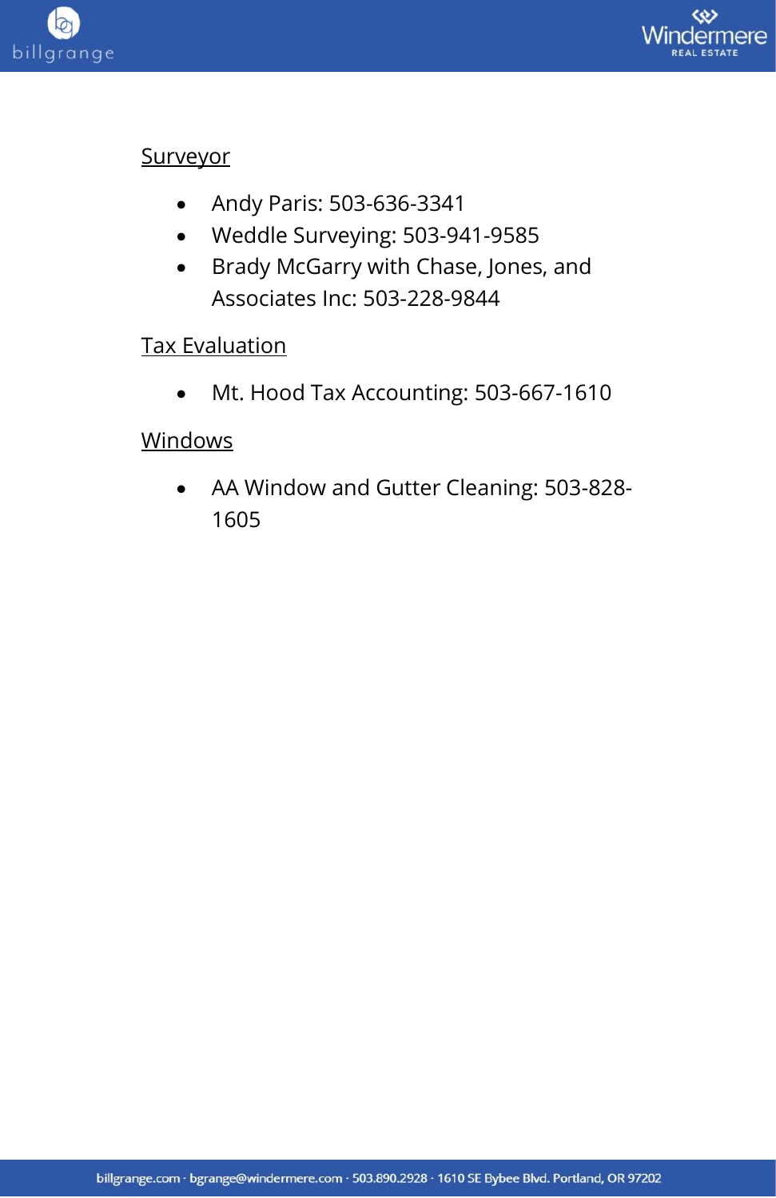## Surveyor

- Andy Paris: 503-636-3341
- Weddle Surveying: 503-941-9585
- Brady McGarry with Chase, Jones, and Associates Inc: 503-228-9844

## Tax Evaluation

- Mt. Hood Tax Accounting: 503-667-1610

## Windows

- AA Window and Gutter Cleaning: 503-828-1605